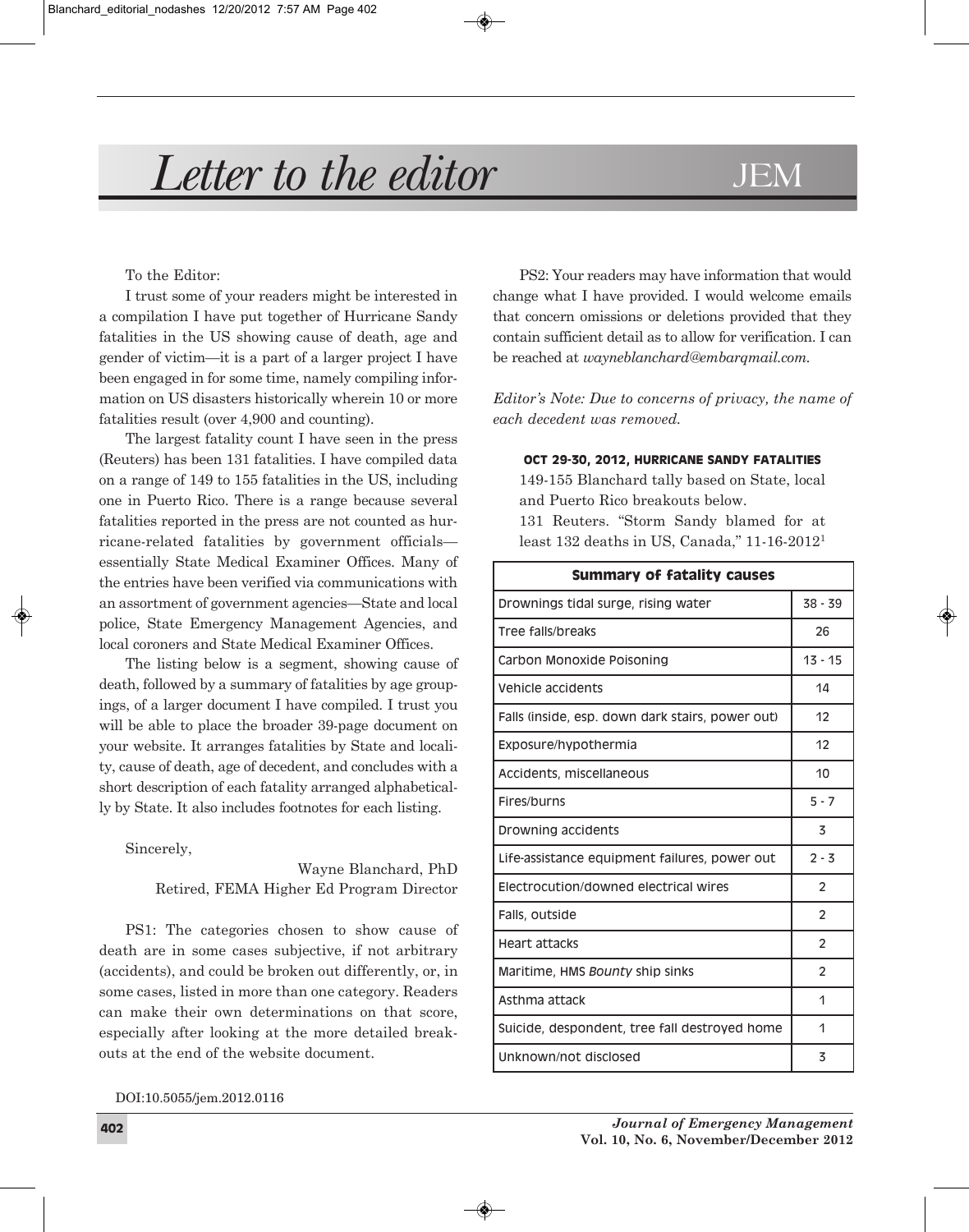# Letter to the editor

To the Editor:

I trust some of your readers might be interested in a compilation I have put together of Hurricane Sandy fatalities in the US showing cause of death, age and gender of victim—it is a part of a larger project I have been engaged in for some time, namely compiling information on US disasters historically wherein 10 or more fatalities result (over 4,900 and counting).

The largest fatality count I have seen in the press (Reuters) has been 131 fatalities. I have compiled data on a range of 149 to 155 fatalities in the US, including one in Puerto Rico. There is a range because several fatalities reported in the press are not counted as hurricane-related fatalities by government officials—essentially State Medical Examiner Offices. Many of the entries have been verified via communications with an assortment of government agencies—State and local police, State Emergency Management Agencies, and local coroners and State Medical Examiner Offices.

The listing below is a segment, showing cause of death, followed by a summary of fatalities by age groupings, of a larger document I have compiled. I trust you will be able to place the broader 39-page document on your website. It arranges fatalities by State and locality, cause of death, age of decedent, and concludes with a short description of each fatality arranged alphabetically by State. It also includes footnotes for each listing.

Sincerely,

Wayne Blanchard, PhD
Retired, FEMA Higher Ed Program Director

PS1: The categories chosen to show cause of death are in some cases subjective, if not arbitrary (accidents), and could be broken out differently, or, in some cases, listed in more than one category. Readers can make their own determinations on that score, especially after looking at the more detailed breakouts at the end of the website document.

PS2: Your readers may have information that would change what I have provided. I would welcome emails that concern omissions or deletions provided that they contain sufficient detail as to allow for verification. I can be reached at *wayneblanchard@embarqmail.com.*

*Editor's Note: Due to concerns of privacy, the name of each decedent was removed.*

**OCT 29-30, 2012, HURRICANE SANDY FATALITIES**

149-155 Blanchard tally based on State, local and Puerto Rico breakouts below.

131 Reuters. "Storm Sandy blamed for at least 132 deaths in US, Canada," 11-16-2012[1]

| Summary of fatality causes | |
|---|---|
| Drownings tidal surge, rising water | 38 - 39 |
| Tree falls/breaks | 26 |
| Carbon Monoxide Poisoning | 13 - 15 |
| Vehicle accidents | 14 |
| Falls (inside, esp. down dark stairs, power out) | 12 |
| Exposure/hypothermia | 12 |
| Accidents, miscellaneous | 10 |
| Fires/burns | 5 - 7 |
| Drowning accidents | 3 |
| Life-assistance equipment failures, power out | 2 - 3 |
| Electrocution/downed electrical wires | 2 |
| Falls, outside | 2 |
| Heart attacks | 2 |
| Maritime, HMS *Bounty* ship sinks | 2 |
| Asthma attack | 1 |
| Suicide, despondent, tree fall destroyed home | 1 |
| Unknown/not disclosed | 3 |

DOI:10.5055/jem.2012.0116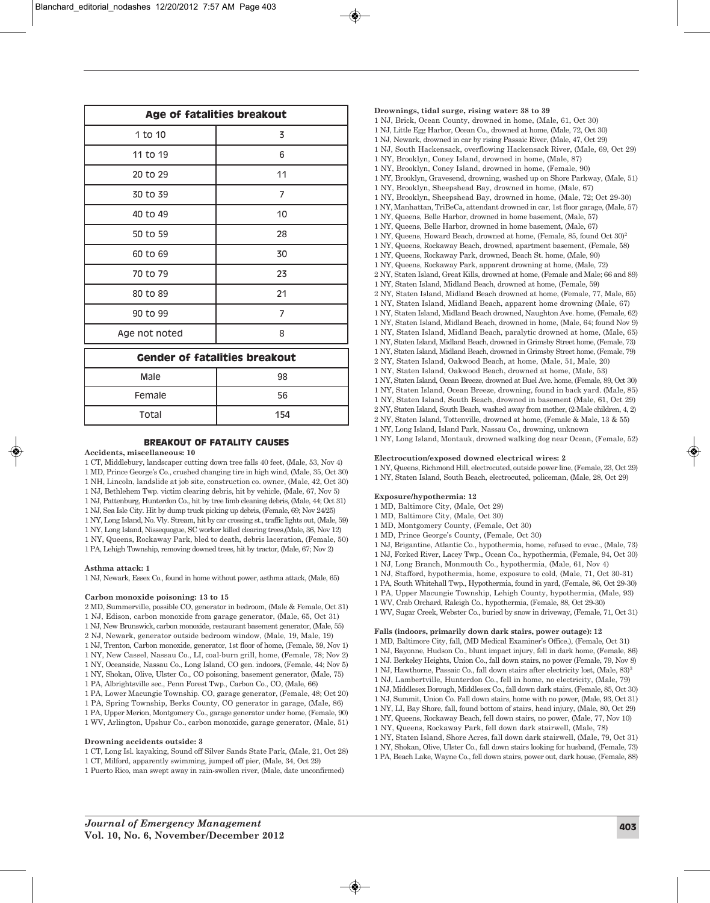| Age of fatalities breakout | |
|---|---|
| 1 to 10 | 3 |
| 11 to 19 | 6 |
| 20 to 29 | 11 |
| 30 to 39 | 7 |
| 40 to 49 | 10 |
| 50 to 59 | 28 |
| 60 to 69 | 30 |
| 70 to 79 | 23 |
| 80 to 89 | 21 |
| 90 to 99 | 7 |
| Age not noted | 8 |

| Gender of fatalities breakout | |
|---|---|
| Male | 98 |
| Female | 56 |
| Total | 154 |

### BREAKOUT OF FATALITY CAUSES

**Accidents, miscellaneous: 10**

1 CT, Middlebury, landscaper cutting down tree falls 40 feet, (Male, 53, Nov 4)
1 MD, Prince George's Co., crushed changing tire in high wind, (Male, 35, Oct 30)
1 NH, Lincoln, landslide at job site, construction co. owner, (Male, 42, Oct 30)
1 NJ, Bethlehem Twp. victim clearing debris, hit by vehicle, (Male, 67, Nov 5)
1 NJ, Pattenburg, Hunterdon Co., hit by tree limb cleaning debris, (Male, 44; Oct 31)
1 NJ, Sea Isle City. Hit by dump truck picking up debris, (Female, 69; Nov 24/25)
1 NY, Long Island, No. Vly. Stream, hit by car crossing st., traffic lights out, (Male, 59)
1 NY, Long Island, Nissequogue, SC worker killed clearing trees,(Male, 36, Nov 12)
1 NY, Queens, Rockaway Park, bled to death, debris laceration, (Female, 50)
1 PA, Lehigh Township, removing downed trees, hit by tractor, (Male, 67; Nov 2)

**Asthma attack: 1**

1 NJ, Newark, Essex Co., found in home without power, asthma attack, (Male, 65)

**Carbon monoxide poisoning: 13 to 15**

2 MD, Summerville, possible CO, generator in bedroom, (Male & Female, Oct 31)
1 NJ, Edison, carbon monoxide from garage generator, (Male, 65, Oct 31)
1 NJ, New Brunswick, carbon monoxide, restaurant basement generator, (Male, 55)
2 NJ, Newark, generator outside bedroom window, (Male, 19, Male, 19)
1 NJ, Trenton, Carbon monoxide, generator, 1st floor of home, (Female, 59, Nov 1)
1 NY, New Cassel, Nassau Co., LI, coal-burn grill, home, (Female, 78; Nov 2)
1 NY, Oceanside, Nassau Co., Long Island, CO gen. indoors, (Female, 44; Nov 5)
1 NY, Shokan, Olive, Ulster Co., CO poisoning, basement generator, (Male, 75)
1 PA, Albrightsville sec., Penn Forest Twp., Carbon Co., CO, (Male, 66)
1 PA, Lower Macungie Township. CO, garage generator, (Female, 48; Oct 20)
1 PA, Spring Township, Berks County, CO generator in garage, (Male, 86)
1 PA, Upper Merion, Montgomery Co., garage generator under home, (Female, 90)
1 WV, Arlington, Upshur Co., carbon monoxide, garage generator, (Male, 51)

**Drowning accidents outside: 3**

1 CT, Long Isl. kayaking, Sound off Silver Sands State Park, (Male, 21, Oct 28)
1 CT, Milford, apparently swimming, jumped off pier, (Male, 34, Oct 29)
1 Puerto Rico, man swept away in rain-swollen river, (Male, date unconfirmed)

**Drownings, tidal surge, rising water: 38 to 39**

1 NJ, Brick, Ocean County, drowned in home, (Male, 61, Oct 30)
1 NJ, Little Egg Harbor, Ocean Co., drowned at home, (Male, 72, Oct 30)
1 NJ, Newark, drowned in car by rising Passaic River, (Male, 47, Oct 29)
1 NJ, South Hackensack, overflowing Hackensack River, (Male, 69, Oct 29)
1 NY, Brooklyn, Coney Island, drowned in home, (Male, 87)
1 NY, Brooklyn, Coney Island, drowned in home, (Female, 90)
1 NY, Brooklyn, Gravesend, drowning, washed up on Shore Parkway, (Male, 51)
1 NY, Brooklyn, Sheepshead Bay, drowned in home, (Male, 67)
1 NY, Brooklyn, Sheepshead Bay, drowned in home, (Male, 72; Oct 29-30)
1 NY, Manhattan, TriBeCa, attendant drowned in car, 1st floor garage, (Male, 57)
1 NY, Queens, Belle Harbor, drowned in home basement, (Male, 57)
1 NY, Queens, Belle Harbor, drowned in home basement, (Male, 67)
1 NY, Queens, Howard Beach, drowned at home, (Female, 85, found Oct 30)[2]
1 NY, Queens, Rockaway Beach, drowned, apartment basement, (Female, 58)
1 NY, Queens, Rockaway Park, drowned, Beach St. home, (Male, 90)
1 NY, Queens, Rockaway Park, apparent drowning at home, (Male, 72)
2 NY, Staten Island, Great Kills, drowned at home, (Female and Male; 66 and 89)
1 NY, Staten Island, Midland Beach, drowned at home, (Female, 59)
2 NY, Staten Island, Midland Beach drowned at home, (Female, 77, Male, 65)
1 NY, Staten Island, Midland Beach, apparent home drowning (Male, 67)
1 NY, Staten Island, Midland Beach drowned, Naughton Ave. home, (Female, 62)
1 NY, Staten Island, Midland Beach, drowned in home, (Male, 64; found Nov 9)
1 NY, Staten Island, Midland Beach, paralytic drowned at home, (Male, 65)
1 NY, Staten Island, Midland Beach, drowned in Grimsby Street home, (Female, 73)
1 NY, Staten Island, Midland Beach, drowned in Grimsby Street home, (Female, 79)
2 NY, Staten Island, Oakwood Beach, at home, (Male, 51, Male, 20)
1 NY, Staten Island, Oakwood Beach, drowned at home, (Male, 53)
1 NY, Staten Island, Ocean Breeze, drowned at Buel Ave. home, (Female, 89, Oct 30)
1 NY, Staten Island, Ocean Breeze, drowning, found in back yard. (Male, 85)
1 NY, Staten Island, South Beach, drowned in basement (Male, 61, Oct 29)
2 NY, Staten Island, South Beach, washed away from mother, (2-Male children, 4, 2)
2 NY, Staten Island, Tottenville, drowned at home, (Female & Male, 13 & 55)
1 NY, Long Island, Island Park, Nassau Co., drowning, unknown
1 NY, Long Island, Montauk, drowned walking dog near Ocean, (Female, 52)

**Electrocution/exposed downed electrical wires: 2**

1 NY, Queens, Richmond Hill, electrocuted, outside power line, (Female, 23, Oct 29)
1 NY, Staten Island, South Beach, electrocuted, policeman, (Male, 28, Oct 29)

**Exposure/hypothermia: 12**

1 MD, Baltimore City, (Male, Oct 29)
1 MD, Baltimore City, (Male, Oct 30)
1 MD, Montgomery County, (Female, Oct 30)
1 MD, Prince George's County, (Female, Oct 30)
1 NJ, Brigantine, Atlantic Co., hypothermia, home, refused to evac., (Male, 73)
1 NJ, Forked River, Lacey Twp., Ocean Co., hypothermia, (Female, 94, Oct 30)
1 NJ, Long Branch, Monmouth Co., hypothermia, (Male, 61, Nov 4)
1 NJ, Stafford, hypothermia, home, exposure to cold, (Male, 71, Oct 30-31)
1 PA, South Whitehall Twp., Hypothermia, found in yard, (Female, 86, Oct 29-30)
1 PA, Upper Macungie Township, Lehigh County, hypothermia, (Male, 93)
1 WV, Crab Orchard, Raleigh Co., hypothermia, (Female, 88, Oct 29-30)
1 WV, Sugar Creek, Webster Co., buried by snow in driveway, (Female, 71, Oct 31)

**Falls (indoors, primarily down dark stairs, power outage): 12**

1 MD, Baltimore City, fall, (MD Medical Examiner's Office.), (Female, Oct 31)
1 NJ, Bayonne, Hudson Co., blunt impact injury, fell in dark home, (Female, 86)
1 NJ. Berkeley Heights, Union Co., fall down stairs, no power (Female, 79, Nov 8)
1 NJ, Hawthorne, Passaic Co., fall down stairs after electricity lost, (Male, 83)[3]
1 NJ, Lambertville, Hunterdon Co., fell in home, no electricity, (Male, 79)
1 NJ, Middlesex Borough, Middlesex Co., fall down dark stairs, (Female, 85, Oct 30)
1 NJ, Summit, Union Co. Fall down stairs, home with no power, (Male, 93, Oct 31)
1 NY, LI, Bay Shore, fall, found bottom of stairs, head injury, (Male, 80, Oct 29)
1 NY, Queens, Rockaway Beach, fell down stairs, no power, (Male, 77, Nov 10)
1 NY, Queens, Rockaway Park, fell down dark stairwell, (Male, 78)
1 NY, Staten Island, Shore Acres, fall down dark stairwell, (Male, 79, Oct 31)
1 NY, Shokan, Olive, Ulster Co., fall down stairs looking for husband, (Female, 73)
1 PA, Beach Lake, Wayne Co., fell down stairs, power out, dark house, (Female, 88)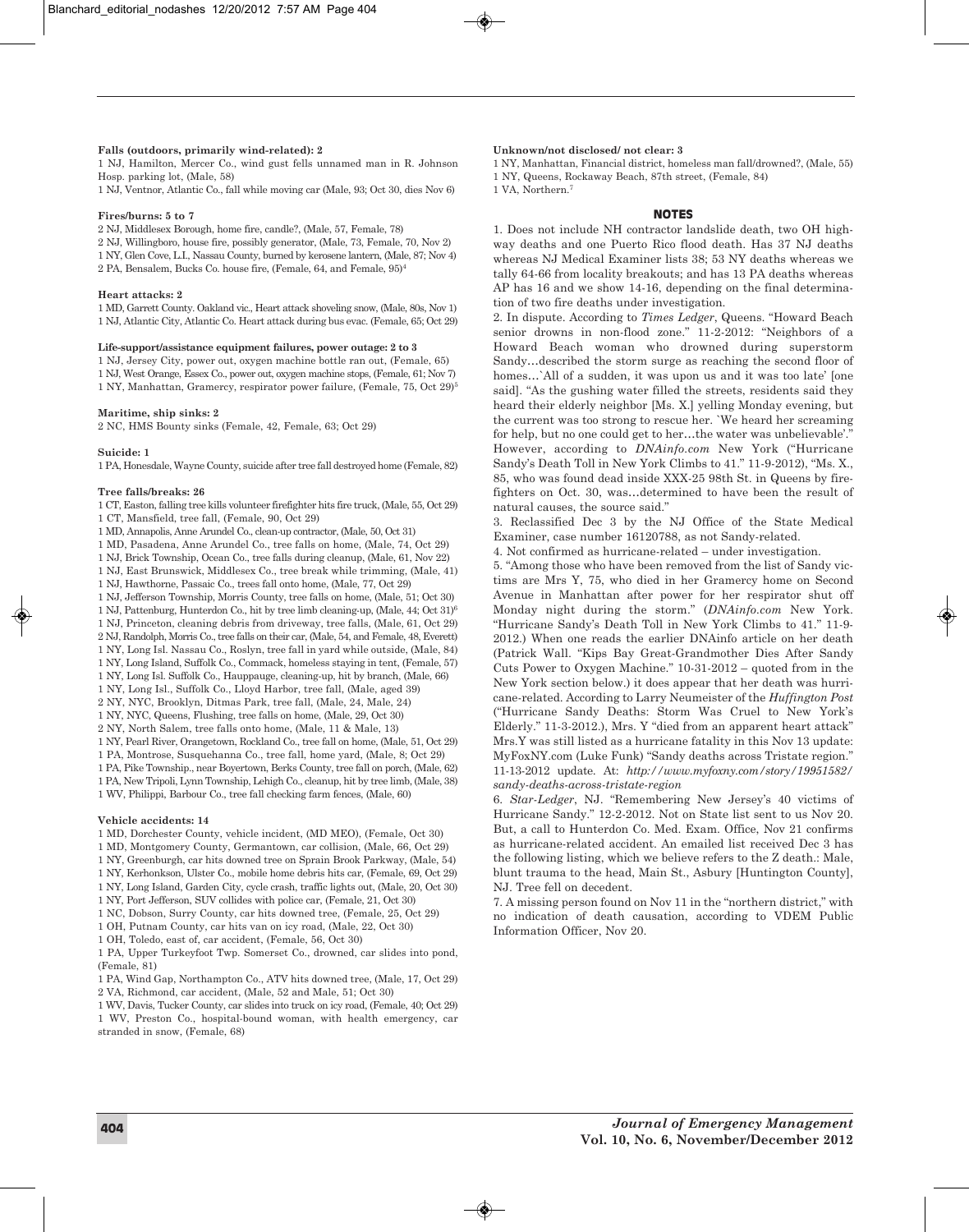**Falls (outdoors, primarily wind-related): 2**

1 NJ, Hamilton, Mercer Co., wind gust fells unnamed man in R. Johnson Hosp. parking lot, (Male, 58)

1 NJ, Ventnor, Atlantic Co., fall while moving car (Male, 93; Oct 30, dies Nov 6)

**Fires/burns: 5 to 7**

2 NJ, Middlesex Borough, home fire, candle?, (Male, 57, Female, 78)

2 NJ, Willingboro, house fire, possibly generator, (Male, 73, Female, 70, Nov 2)

1 NY, Glen Cove, L.I., Nassau County, burned by kerosene lantern, (Male, 87; Nov 4)

2 PA, Bensalem, Bucks Co. house fire, (Female, 64, and Female, 95)[4]

**Heart attacks: 2**

1 MD, Garrett County. Oakland vic., Heart attack shoveling snow, (Male, 80s, Nov 1)

1 NJ, Atlantic City, Atlantic Co. Heart attack during bus evac. (Female, 65; Oct 29)

**Life-support/assistance equipment failures, power outage: 2 to 3**

1 NJ, Jersey City, power out, oxygen machine bottle ran out, (Female, 65)

1 NJ, West Orange, Essex Co., power out, oxygen machine stops, (Female, 61; Nov 7)

1 NY, Manhattan, Gramercy, respirator power failure, (Female, 75, Oct 29)[5]

**Maritime, ship sinks: 2**

2 NC, HMS Bounty sinks (Female, 42, Female, 63; Oct 29)

**Suicide: 1**

1 PA, Honesdale, Wayne County, suicide after tree fall destroyed home (Female, 82)

**Tree falls/breaks: 26**

1 CT, Easton, falling tree kills volunteer firefighter hits fire truck, (Male, 55, Oct 29)

1 CT, Mansfield, tree fall, (Female, 90, Oct 29)

1 MD, Annapolis, Anne Arundel Co., clean-up contractor, (Male, 50, Oct 31)

1 MD, Pasadena, Anne Arundel Co., tree falls on home, (Male, 74, Oct 29)

1 NJ, Brick Township, Ocean Co., tree falls during cleanup, (Male, 61, Nov 22)

1 NJ, East Brunswick, Middlesex Co., tree break while trimming, (Male, 41)

1 NJ, Hawthorne, Passaic Co., trees fall onto home, (Male, 77, Oct 29)

1 NJ, Jefferson Township, Morris County, tree falls on home, (Male, 51; Oct 30)

1 NJ, Pattenburg, Hunterdon Co., hit by tree limb cleaning-up, (Male, 44; Oct 31)[6]

1 NJ, Princeton, cleaning debris from driveway, tree falls, (Male, 61, Oct 29)

2 NJ, Randolph, Morris Co., tree falls on their car, (Male, 54, and Female, 48, Everett)

1 NY, Long Isl. Nassau Co., Roslyn, tree fall in yard while outside, (Male, 84)

1 NY, Long Island, Suffolk Co., Commack, homeless staying in tent, (Female, 57)

1 NY, Long Isl. Suffolk Co., Hauppauge, cleaning-up, hit by branch, (Male, 66)

1 NY, Long Isl., Suffolk Co., Lloyd Harbor, tree fall, (Male, aged 39)

2 NY, NYC, Brooklyn, Ditmas Park, tree fall, (Male, 24, Male, 24)

1 NY, NYC, Queens, Flushing, tree falls on home, (Male, 29, Oct 30)

2 NY, North Salem, tree falls onto home, (Male, 11 & Male, 13)

1 NY, Pearl River, Orangetown, Rockland Co., tree fall on home, (Male, 51, Oct 29)

1 PA, Montrose, Susquehanna Co., tree fall, home yard, (Male, 8; Oct 29)

1 PA, Pike Township., near Boyertown, Berks County, tree fall on porch, (Male, 62)

1 PA, New Tripoli, Lynn Township, Lehigh Co., cleanup, hit by tree limb, (Male, 38)

1 WV, Philippi, Barbour Co., tree fall checking farm fences, (Male, 60)

**Vehicle accidents: 14**

1 MD, Dorchester County, vehicle incident, (MD MEO), (Female, Oct 30)

1 MD, Montgomery County, Germantown, car collision, (Male, 66, Oct 29)

1 NY, Greenburgh, car hits downed tree on Sprain Brook Parkway, (Male, 54)

1 NY, Kerhonkson, Ulster Co., mobile home debris hits car, (Female, 69, Oct 29)

1 NY, Long Island, Garden City, cycle crash, traffic lights out, (Male, 20, Oct 30)

1 NY, Port Jefferson, SUV collides with police car, (Female, 21, Oct 30)

1 NC, Dobson, Surry County, car hits downed tree, (Female, 25, Oct 29)

1 OH, Putnam County, car hits van on icy road, (Male, 22, Oct 30)

1 OH, Toledo, east of, car accident, (Female, 56, Oct 30)

1 PA, Upper Turkeyfoot Twp. Somerset Co., drowned, car slides into pond, (Female, 81)

1 PA, Wind Gap, Northampton Co., ATV hits downed tree, (Male, 17, Oct 29)

2 VA, Richmond, car accident, (Male, 52 and Male, 51; Oct 30)

1 WV, Davis, Tucker County, car slides into truck on icy road, (Female, 40; Oct 29)

1 WV, Preston Co., hospital-bound woman, with health emergency, car stranded in snow, (Female, 68)

**Unknown/not disclosed/ not clear: 3**

1 NY, Manhattan, Financial district, homeless man fall/drowned?, (Male, 55)

1 NY, Queens, Rockaway Beach, 87th street, (Female, 84)

1 VA, Northern.[7]

## NOTES

1. Does not include NH contractor landslide death, two OH highway deaths and one Puerto Rico flood death. Has 37 NJ deaths whereas NJ Medical Examiner lists 38; 53 NY deaths whereas we tally 64-66 from locality breakouts; and has 13 PA deaths whereas AP has 16 and we show 14-16, depending on the final determination of two fire deaths under investigation.

2. In dispute. According to *Times Ledger*, Queens. "Howard Beach senior drowns in non-flood zone." 11-2-2012: "Neighbors of a Howard Beach woman who drowned during superstorm Sandy…described the storm surge as reaching the second floor of homes…`All of a sudden, it was upon us and it was too late' [one said]. "As the gushing water filled the streets, residents said they heard their elderly neighbor [Ms. X.] yelling Monday evening, but the current was too strong to rescue her. `We heard her screaming for help, but no one could get to her…the water was unbelievable'." However, according to *DNAinfo.com* New York ("Hurricane Sandy's Death Toll in New York Climbs to 41." 11-9-2012), "Ms. X., 85, who was found dead inside XXX-25 98th St. in Queens by firefighters on Oct. 30, was…determined to have been the result of natural causes, the source said."

3. Reclassified Dec 3 by the NJ Office of the State Medical Examiner, case number 16120788, as not Sandy-related.

4. Not confirmed as hurricane-related – under investigation.

5. "Among those who have been removed from the list of Sandy victims are Mrs Y, 75, who died in her Gramercy home on Second Avenue in Manhattan after power for her respirator shut off Monday night during the storm." (*DNAinfo.com* New York. "Hurricane Sandy's Death Toll in New York Climbs to 41." 11-9-2012.) When one reads the earlier DNAinfo article on her death (Patrick Wall. "Kips Bay Great-Grandmother Dies After Sandy Cuts Power to Oxygen Machine." 10-31-2012 – quoted from in the New York section below.) it does appear that her death was hurricane-related. According to Larry Neumeister of the *Huffington Post* ("Hurricane Sandy Deaths: Storm Was Cruel to New York's Elderly." 11-3-2012.), Mrs. Y "died from an apparent heart attack" Mrs.Y was still listed as a hurricane fatality in this Nov 13 update: MyFoxNY.com (Luke Funk) "Sandy deaths across Tristate region." 11-13-2012 update. At: *http://www.myfoxny.com/story/19951582/sandy-deaths-across-tristate-region*

6. *Star-Ledger*, NJ. "Remembering New Jersey's 40 victims of Hurricane Sandy." 12-2-2012. Not on State list sent to us Nov 20. But, a call to Hunterdon Co. Med. Exam. Office, Nov 21 confirms as hurricane-related accident. An emailed list received Dec 3 has the following listing, which we believe refers to the Z death.: Male, blunt trauma to the head, Main St., Asbury [Huntington County], NJ. Tree fell on decedent.

7. A missing person found on Nov 11 in the "northern district," with no indication of death causation, according to VDEM Public Information Officer, Nov 20.